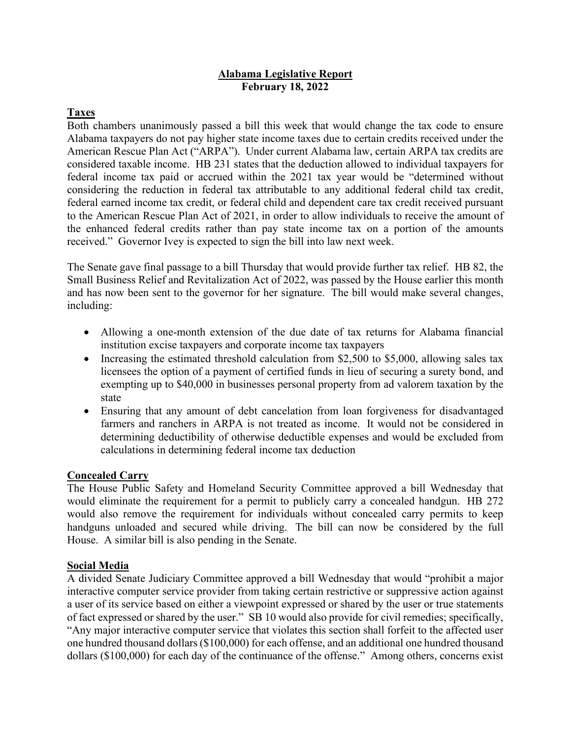# Alabama Legislative Report
**February 18, 2022**

## Taxes

Both chambers unanimously passed a bill this week that would change the tax code to ensure Alabama taxpayers do not pay higher state income taxes due to certain credits received under the American Rescue Plan Act ("ARPA"). Under current Alabama law, certain ARPA tax credits are considered taxable income. HB 231 states that the deduction allowed to individual taxpayers for federal income tax paid or accrued within the 2021 tax year would be "determined without considering the reduction in federal tax attributable to any additional federal child tax credit, federal earned income tax credit, or federal child and dependent care tax credit received pursuant to the American Rescue Plan Act of 2021, in order to allow individuals to receive the amount of the enhanced federal credits rather than pay state income tax on a portion of the amounts received." Governor Ivey is expected to sign the bill into law next week.

The Senate gave final passage to a bill Thursday that would provide further tax relief. HB 82, the Small Business Relief and Revitalization Act of 2022, was passed by the House earlier this month and has now been sent to the governor for her signature. The bill would make several changes, including:

- Allowing a one-month extension of the due date of tax returns for Alabama financial institution excise taxpayers and corporate income tax taxpayers
- Increasing the estimated threshold calculation from $2,500 to $5,000, allowing sales tax licensees the option of a payment of certified funds in lieu of securing a surety bond, and exempting up to $40,000 in businesses personal property from ad valorem taxation by the state
- Ensuring that any amount of debt cancelation from loan forgiveness for disadvantaged farmers and ranchers in ARPA is not treated as income. It would not be considered in determining deductibility of otherwise deductible expenses and would be excluded from calculations in determining federal income tax deduction

## Concealed Carry

The House Public Safety and Homeland Security Committee approved a bill Wednesday that would eliminate the requirement for a permit to publicly carry a concealed handgun. HB 272 would also remove the requirement for individuals without concealed carry permits to keep handguns unloaded and secured while driving. The bill can now be considered by the full House. A similar bill is also pending in the Senate.

## Social Media

A divided Senate Judiciary Committee approved a bill Wednesday that would "prohibit a major interactive computer service provider from taking certain restrictive or suppressive action against a user of its service based on either a viewpoint expressed or shared by the user or true statements of fact expressed or shared by the user." SB 10 would also provide for civil remedies; specifically, "Any major interactive computer service that violates this section shall forfeit to the affected user one hundred thousand dollars ($100,000) for each offense, and an additional one hundred thousand dollars ($100,000) for each day of the continuance of the offense." Among others, concerns exist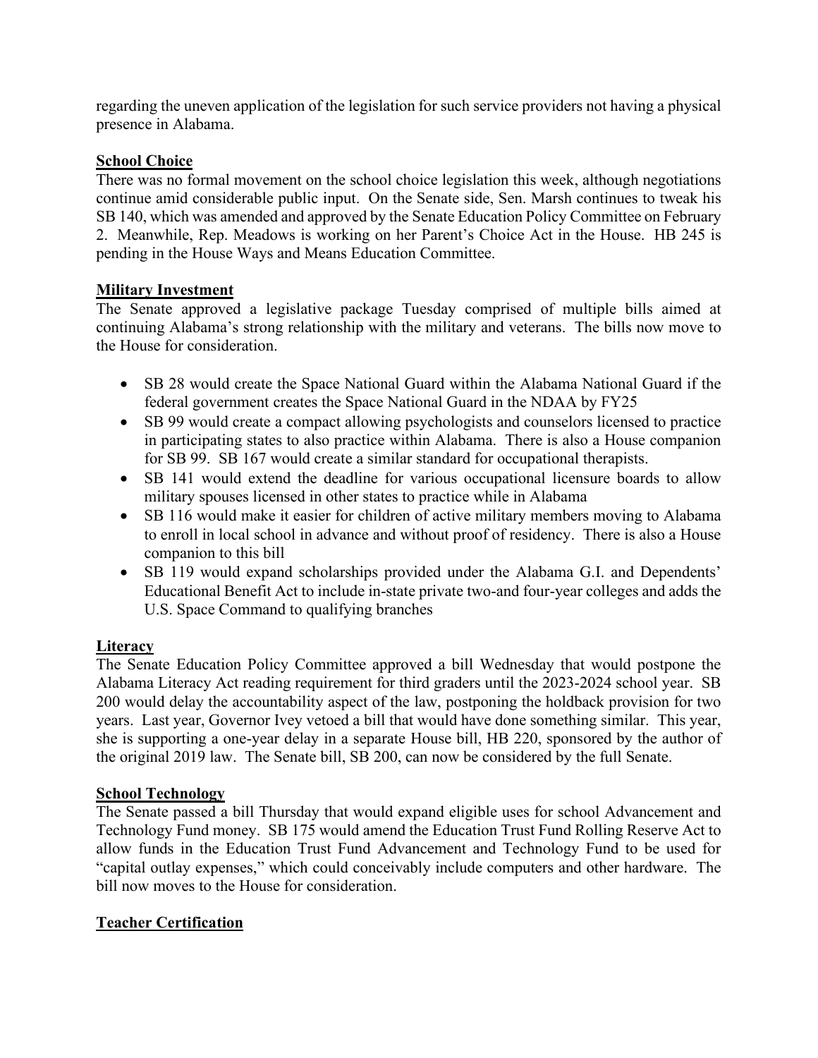regarding the uneven application of the legislation for such service providers not having a physical presence in Alabama.

## School Choice

There was no formal movement on the school choice legislation this week, although negotiations continue amid considerable public input. On the Senate side, Sen. Marsh continues to tweak his SB 140, which was amended and approved by the Senate Education Policy Committee on February 2. Meanwhile, Rep. Meadows is working on her Parent's Choice Act in the House. HB 245 is pending in the House Ways and Means Education Committee.

## Military Investment

The Senate approved a legislative package Tuesday comprised of multiple bills aimed at continuing Alabama's strong relationship with the military and veterans. The bills now move to the House for consideration.

- SB 28 would create the Space National Guard within the Alabama National Guard if the federal government creates the Space National Guard in the NDAA by FY25
- SB 99 would create a compact allowing psychologists and counselors licensed to practice in participating states to also practice within Alabama. There is also a House companion for SB 99. SB 167 would create a similar standard for occupational therapists.
- SB 141 would extend the deadline for various occupational licensure boards to allow military spouses licensed in other states to practice while in Alabama
- SB 116 would make it easier for children of active military members moving to Alabama to enroll in local school in advance and without proof of residency. There is also a House companion to this bill
- SB 119 would expand scholarships provided under the Alabama G.I. and Dependents' Educational Benefit Act to include in-state private two-and four-year colleges and adds the U.S. Space Command to qualifying branches

## Literacy

The Senate Education Policy Committee approved a bill Wednesday that would postpone the Alabama Literacy Act reading requirement for third graders until the 2023-2024 school year. SB 200 would delay the accountability aspect of the law, postponing the holdback provision for two years. Last year, Governor Ivey vetoed a bill that would have done something similar. This year, she is supporting a one-year delay in a separate House bill, HB 220, sponsored by the author of the original 2019 law. The Senate bill, SB 200, can now be considered by the full Senate.

## School Technology

The Senate passed a bill Thursday that would expand eligible uses for school Advancement and Technology Fund money. SB 175 would amend the Education Trust Fund Rolling Reserve Act to allow funds in the Education Trust Fund Advancement and Technology Fund to be used for "capital outlay expenses," which could conceivably include computers and other hardware. The bill now moves to the House for consideration.

## Teacher Certification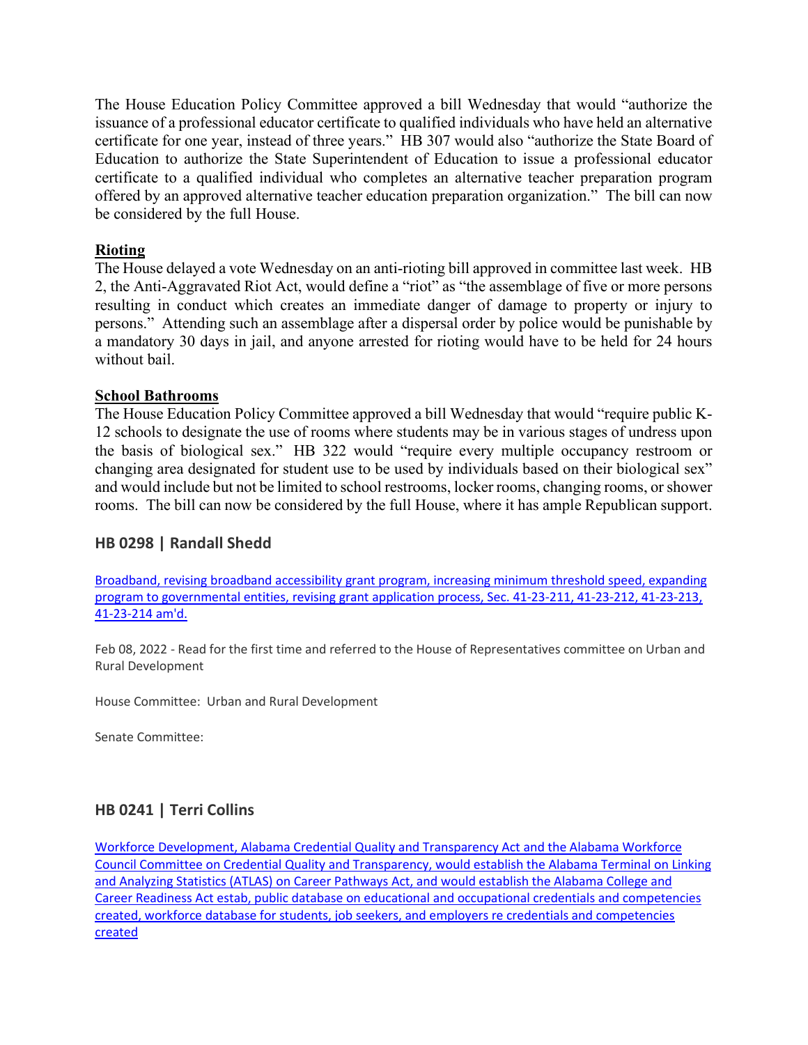The House Education Policy Committee approved a bill Wednesday that would "authorize the issuance of a professional educator certificate to qualified individuals who have held an alternative certificate for one year, instead of three years." HB 307 would also "authorize the State Board of Education to authorize the State Superintendent of Education to issue a professional educator certificate to a qualified individual who completes an alternative teacher preparation program offered by an approved alternative teacher education preparation organization." The bill can now be considered by the full House.

**Rioting**

The House delayed a vote Wednesday on an anti-rioting bill approved in committee last week. HB 2, the Anti-Aggravated Riot Act, would define a "riot" as "the assemblage of five or more persons resulting in conduct which creates an immediate danger of damage to property or injury to persons." Attending such an assemblage after a dispersal order by police would be punishable by a mandatory 30 days in jail, and anyone arrested for rioting would have to be held for 24 hours without bail.

**School Bathrooms**

The House Education Policy Committee approved a bill Wednesday that would "require public K-12 schools to designate the use of rooms where students may be in various stages of undress upon the basis of biological sex." HB 322 would "require every multiple occupancy restroom or changing area designated for student use to be used by individuals based on their biological sex" and would include but not be limited to school restrooms, locker rooms, changing rooms, or shower rooms. The bill can now be considered by the full House, where it has ample Republican support.

### HB 0298 | Randall Shedd

Broadband, revising broadband accessibility grant program, increasing minimum threshold speed, expanding program to governmental entities, revising grant application process, Sec. 41-23-211, 41-23-212, 41-23-213, 41-23-214 am'd.

Feb 08, 2022 - Read for the first time and referred to the House of Representatives committee on Urban and Rural Development

House Committee: Urban and Rural Development

Senate Committee:

### HB 0241 | Terri Collins

Workforce Development, Alabama Credential Quality and Transparency Act and the Alabama Workforce Council Committee on Credential Quality and Transparency, would establish the Alabama Terminal on Linking and Analyzing Statistics (ATLAS) on Career Pathways Act, and would establish the Alabama College and Career Readiness Act estab, public database on educational and occupational credentials and competencies created, workforce database for students, job seekers, and employers re credentials and competencies created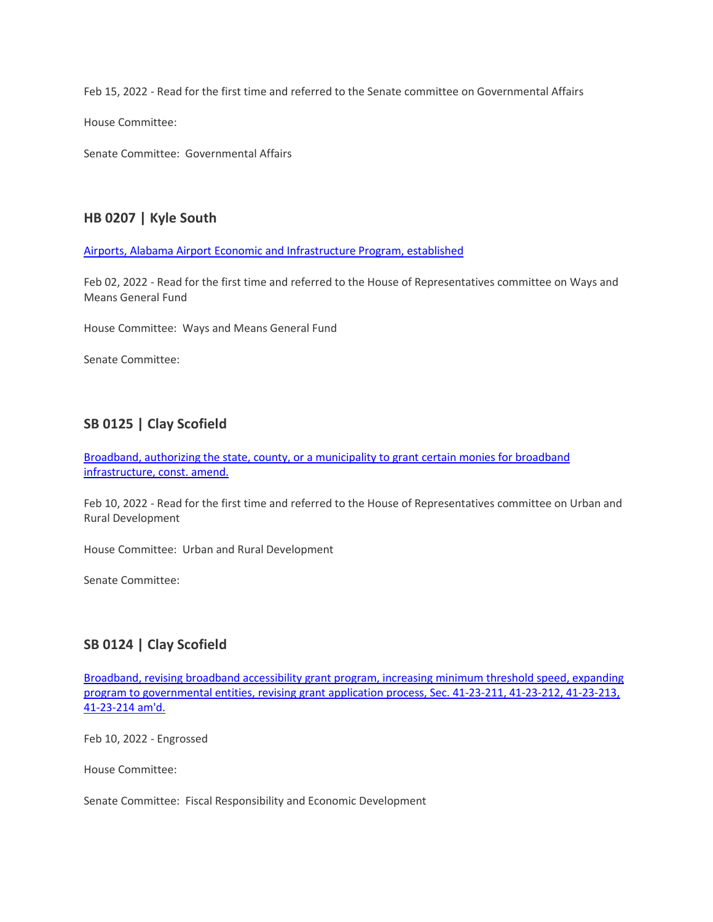Feb 15, 2022 - Read for the first time and referred to the Senate committee on Governmental Affairs

House Committee:

Senate Committee:  Governmental Affairs

### HB 0207 | Kyle South

[Airports, Alabama Airport Economic and Infrastructure Program, established]()

Feb 02, 2022 - Read for the first time and referred to the House of Representatives committee on Ways and Means General Fund

House Committee:  Ways and Means General Fund

Senate Committee:

### SB 0125 | Clay Scofield

[Broadband, authorizing the state, county, or a municipality to grant certain monies for broadband infrastructure, const. amend.]()

Feb 10, 2022 - Read for the first time and referred to the House of Representatives committee on Urban and Rural Development

House Committee:  Urban and Rural Development

Senate Committee:

### SB 0124 | Clay Scofield

[Broadband, revising broadband accessibility grant program, increasing minimum threshold speed, expanding program to governmental entities, revising grant application process, Sec. 41-23-211, 41-23-212, 41-23-213, 41-23-214 am'd.]()

Feb 10, 2022 - Engrossed

House Committee:

Senate Committee:  Fiscal Responsibility and Economic Development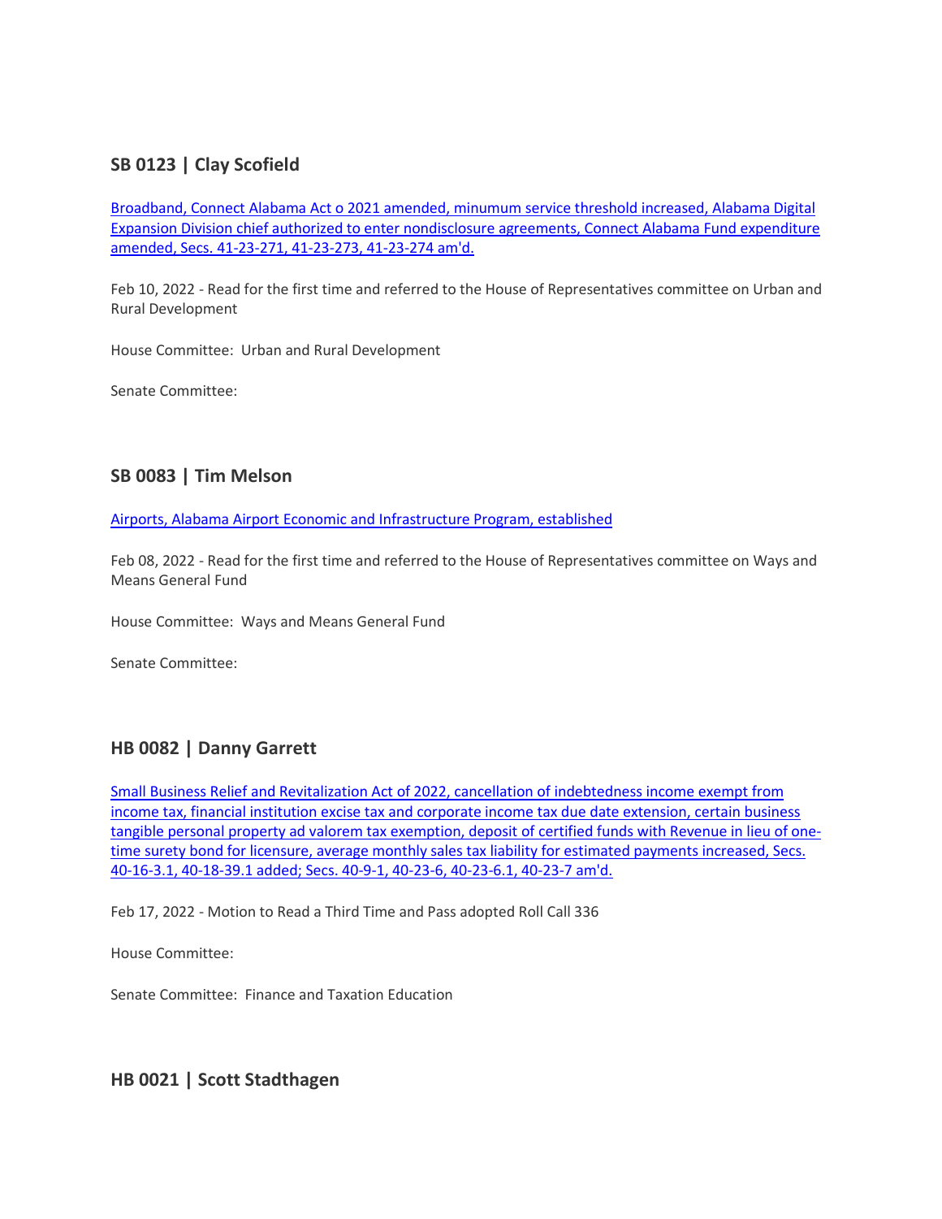### SB 0123 | Clay Scofield

Broadband, Connect Alabama Act o 2021 amended, minumum service threshold increased, Alabama Digital Expansion Division chief authorized to enter nondisclosure agreements, Connect Alabama Fund expenditure amended, Secs. 41-23-271, 41-23-273, 41-23-274 am'd.

Feb 10, 2022 - Read for the first time and referred to the House of Representatives committee on Urban and Rural Development

House Committee: Urban and Rural Development

Senate Committee:

### SB 0083 | Tim Melson

Airports, Alabama Airport Economic and Infrastructure Program, established

Feb 08, 2022 - Read for the first time and referred to the House of Representatives committee on Ways and Means General Fund

House Committee: Ways and Means General Fund

Senate Committee:

### HB 0082 | Danny Garrett

Small Business Relief and Revitalization Act of 2022, cancellation of indebtedness income exempt from income tax, financial institution excise tax and corporate income tax due date extension, certain business tangible personal property ad valorem tax exemption, deposit of certified funds with Revenue in lieu of one-time surety bond for licensure, average monthly sales tax liability for estimated payments increased, Secs. 40-16-3.1, 40-18-39.1 added; Secs. 40-9-1, 40-23-6, 40-23-6.1, 40-23-7 am'd.

Feb 17, 2022 - Motion to Read a Third Time and Pass adopted Roll Call 336

House Committee:

Senate Committee: Finance and Taxation Education

### HB 0021 | Scott Stadthagen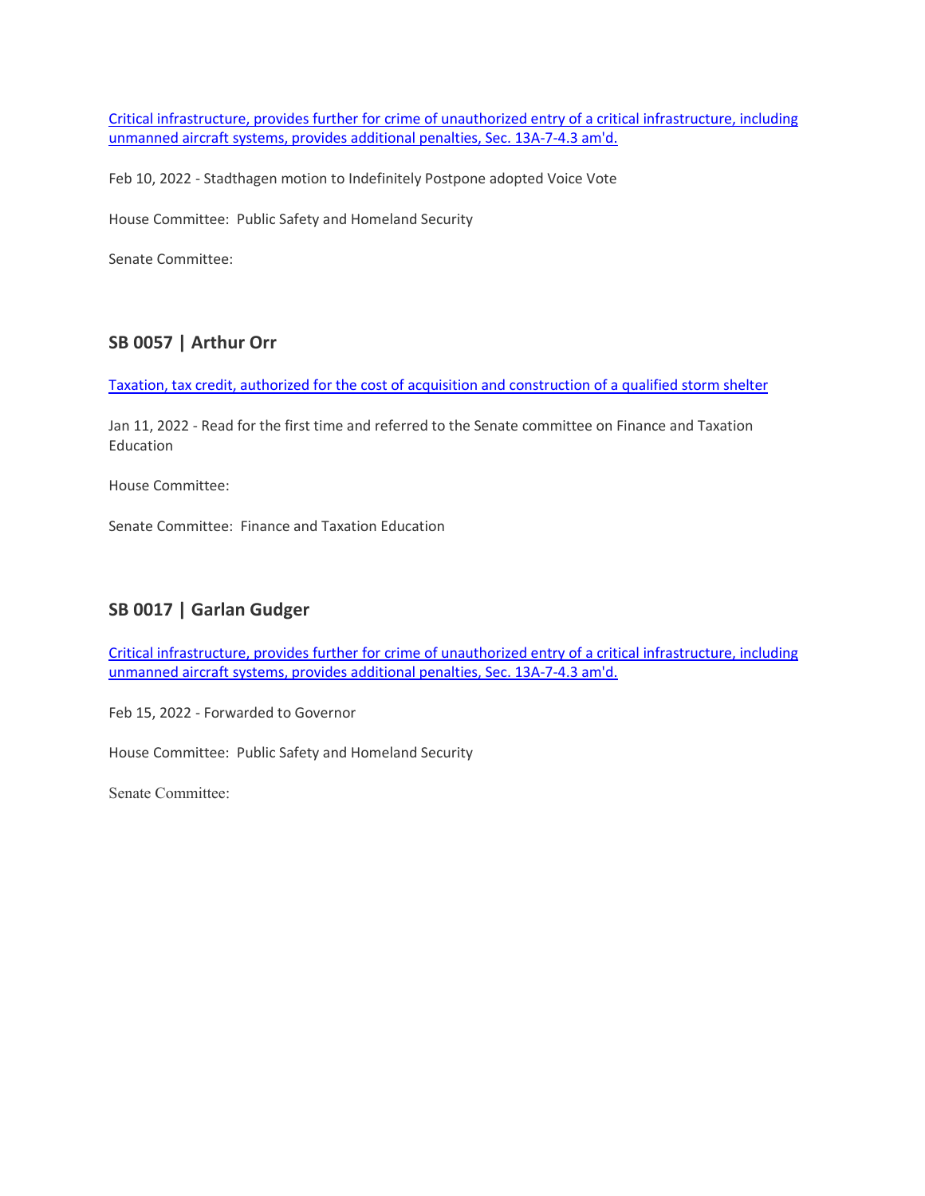Critical infrastructure, provides further for crime of unauthorized entry of a critical infrastructure, including unmanned aircraft systems, provides additional penalties, Sec. 13A-7-4.3 am'd.

Feb 10, 2022 - Stadthagen motion to Indefinitely Postpone adopted Voice Vote

House Committee: Public Safety and Homeland Security

Senate Committee:

## SB 0057 | Arthur Orr

Taxation, tax credit, authorized for the cost of acquisition and construction of a qualified storm shelter

Jan 11, 2022 - Read for the first time and referred to the Senate committee on Finance and Taxation Education

House Committee:

Senate Committee: Finance and Taxation Education

## SB 0017 | Garlan Gudger

Critical infrastructure, provides further for crime of unauthorized entry of a critical infrastructure, including unmanned aircraft systems, provides additional penalties, Sec. 13A-7-4.3 am'd.

Feb 15, 2022 - Forwarded to Governor

House Committee: Public Safety and Homeland Security

Senate Committee: